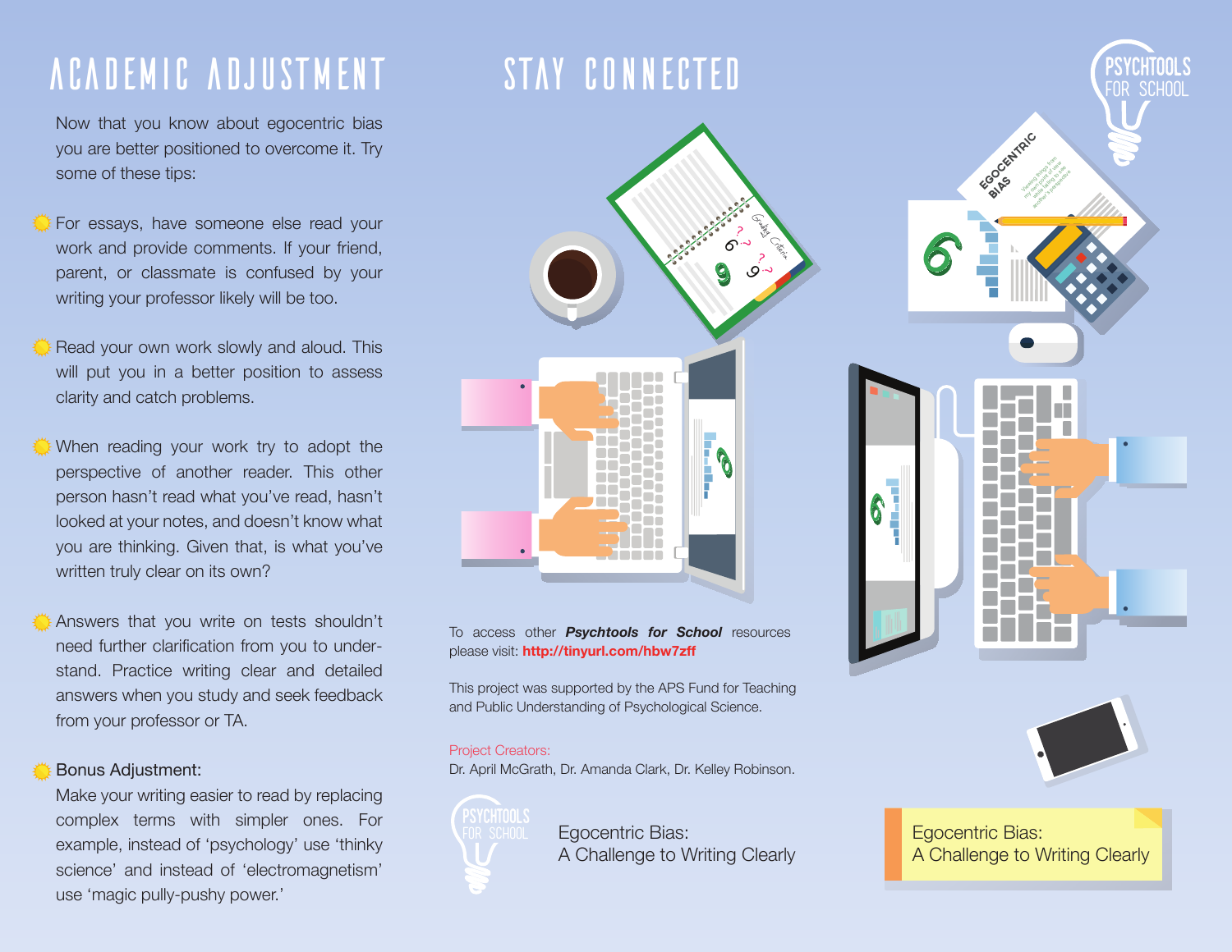# ACADEMIC ADJUSTMENT

Now that you know about egocentric bias you are better positioned to overcome it. Try some of these tips:

- For essays, have someone else read your work and provide comments. If your friend, parent, or classmate is confused by your writing your professor likely will be too.
- Read your own work slowly and aloud. This will put you in a better position to assess clarity and catch problems.
- When reading your work try to adopt the perspective of another reader. This other person hasn't read what you've read, hasn't looked at your notes, and doesn't know what you are thinking. Given that, is what you've written truly clear on its own?
- Answers that you write on tests shouldn't need further clarification from you to understand. Practice writing clear and detailed answers when you study and seek feedback from your professor or TA.
- Bonus Adjustment:
  Make your writing easier to read by replacing complex terms with simpler ones. For example, instead of 'psychology' use 'thinky science' and instead of 'electromagnetism' use 'magic pully-pushy power.'

# STAY CONNECTED

To access other ***Psychtools for School*** resources please visit: **http://tinyurl.com/hbw7zff**

This project was supported by the APS Fund for Teaching and Public Understanding of Psychological Science.

Project Creators:
Dr. April McGrath, Dr. Amanda Clark, Dr. Kelley Robinson.

PSYCHTOOLS FOR SCHOOL

Egocentric Bias:
A Challenge to Writing Clearly

PSYCHTOOLS FOR SCHOOL

Egocentric Bias:
A Challenge to Writing Clearly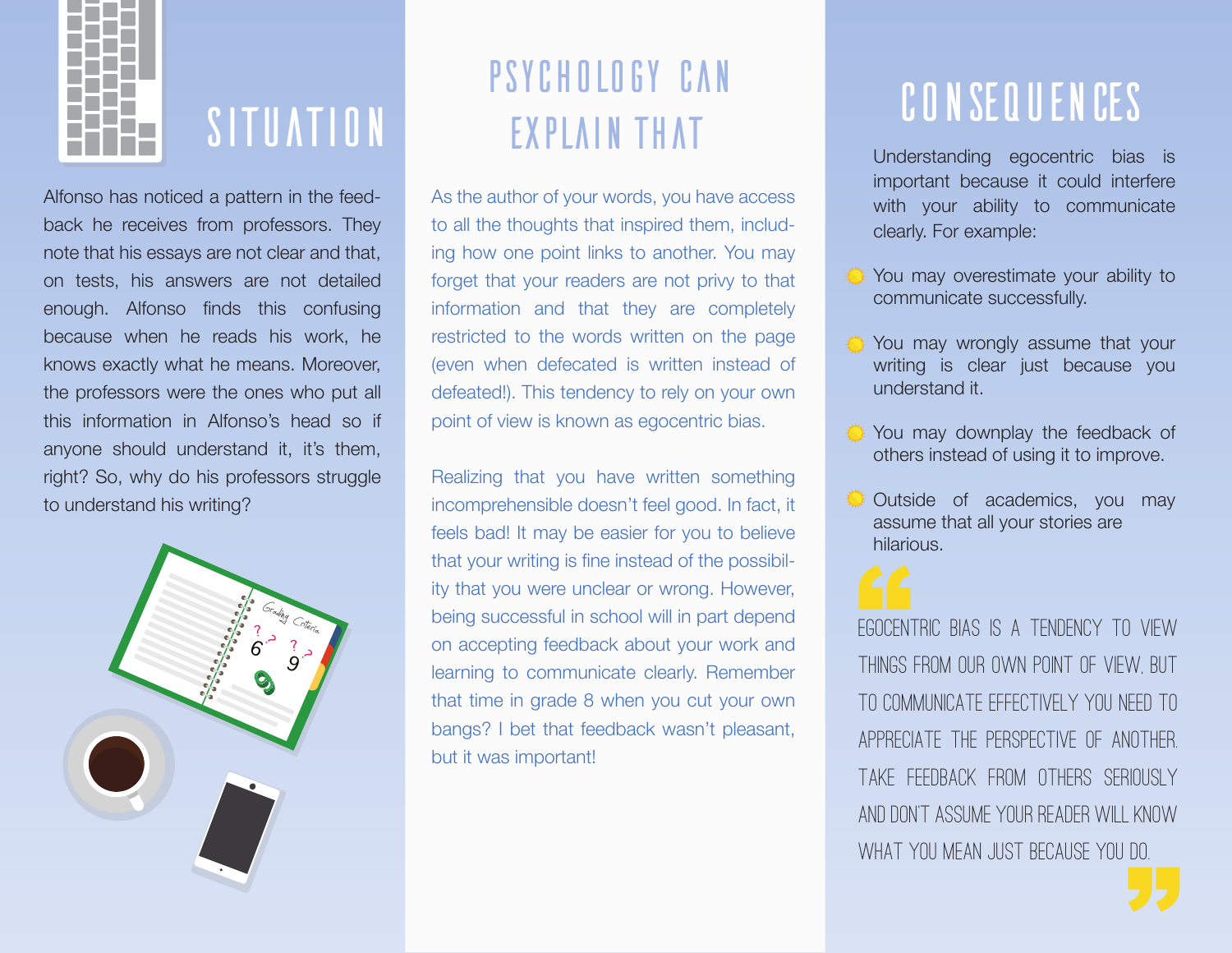# SITUATION

Alfonso has noticed a pattern in the feedback he receives from professors. They note that his essays are not clear and that, on tests, his answers are not detailed enough. Alfonso finds this confusing because when he reads his work, he knows exactly what he means. Moreover, the professors were the ones who put all this information in Alfonso's head so if anyone should understand it, it's them, right? So, why do his professors struggle to understand his writing?

# PSYCHOLOGY CAN EXPLAIN THAT

As the author of your words, you have access to all the thoughts that inspired them, including how one point links to another. You may forget that your readers are not privy to that information and that they are completely restricted to the words written on the page (even when defecated is written instead of defeated!). This tendency to rely on your own point of view is known as egocentric bias.

Realizing that you have written something incomprehensible doesn't feel good. In fact, it feels bad! It may be easier for you to believe that your writing is fine instead of the possibility that you were unclear or wrong. However, being successful in school will in part depend on accepting feedback about your work and learning to communicate clearly. Remember that time in grade 8 when you cut your own bangs? I bet that feedback wasn't pleasant, but it was important!

# CONSEQUENCES

Understanding egocentric bias is important because it could interfere with your ability to communicate clearly. For example:

- You may overestimate your ability to communicate successfully.
- You may wrongly assume that your writing is clear just because you understand it.
- You may downplay the feedback of others instead of using it to improve.
- Outside of academics, you may assume that all your stories are hilarious.

> "EGOCENTRIC BIAS IS A TENDENCY TO VIEW THINGS FROM OUR OWN POINT OF VIEW, BUT TO COMMUNICATE EFFECTIVELY YOU NEED TO APPRECIATE THE PERSPECTIVE OF ANOTHER. TAKE FEEDBACK FROM OTHERS SERIOUSLY AND DON'T ASSUME YOUR READER WILL KNOW WHAT YOU MEAN JUST BECAUSE YOU DO."